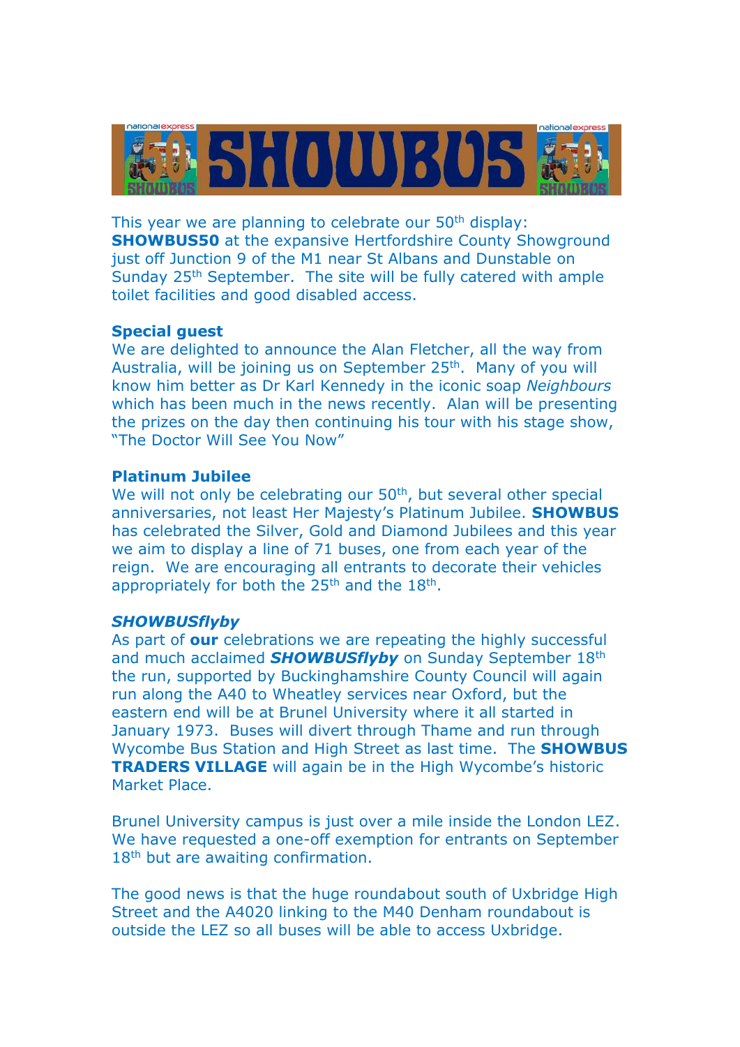# SHOWBUS

This year we are planning to celebrate our 50th display: **SHOWBUS50** at the expansive Hertfordshire County Showground just off Junction 9 of the M1 near St Albans and Dunstable on Sunday 25th September. The site will be fully catered with ample toilet facilities and good disabled access.

**Special guest**

We are delighted to announce the Alan Fletcher, all the way from Australia, will be joining us on September 25th. Many of you will know him better as Dr Karl Kennedy in the iconic soap *Neighbours* which has been much in the news recently. Alan will be presenting the prizes on the day then continuing his tour with his stage show, "The Doctor Will See You Now"

**Platinum Jubilee**

We will not only be celebrating our 50th, but several other special anniversaries, not least Her Majesty's Platinum Jubilee. **SHOWBUS** has celebrated the Silver, Gold and Diamond Jubilees and this year we aim to display a line of 71 buses, one from each year of the reign. We are encouraging all entrants to decorate their vehicles appropriately for both the 25th and the 18th.

***SHOWBUSflyby***

As part of **our** celebrations we are repeating the highly successful and much acclaimed ***SHOWBUSflyby*** on Sunday September 18th the run, supported by Buckinghamshire County Council will again run along the A40 to Wheatley services near Oxford, but the eastern end will be at Brunel University where it all started in January 1973. Buses will divert through Thame and run through Wycombe Bus Station and High Street as last time. The **SHOWBUS TRADERS VILLAGE** will again be in the High Wycombe's historic Market Place.

Brunel University campus is just over a mile inside the London LEZ. We have requested a one-off exemption for entrants on September 18th but are awaiting confirmation.

The good news is that the huge roundabout south of Uxbridge High Street and the A4020 linking to the M40 Denham roundabout is outside the LEZ so all buses will be able to access Uxbridge.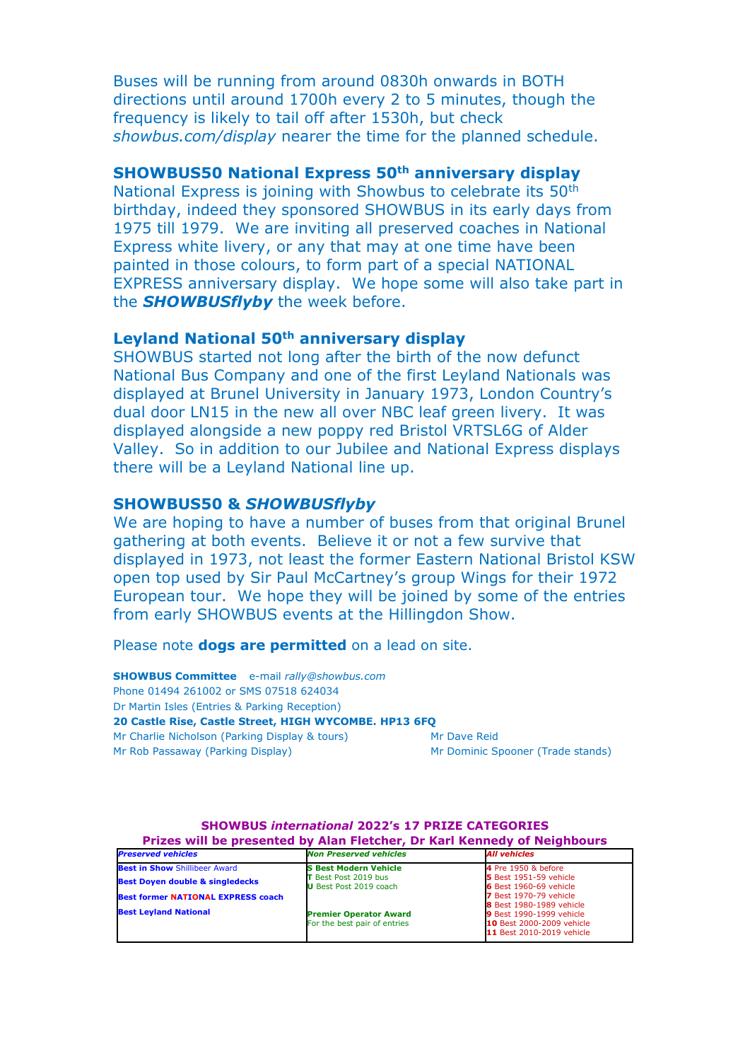Buses will be running from around 0830h onwards in BOTH directions until around 1700h every 2 to 5 minutes, though the frequency is likely to tail off after 1530h, but check *showbus.com/display* nearer the time for the planned schedule.

### SHOWBUS50 National Express 50th anniversary display

National Express is joining with Showbus to celebrate its 50th birthday, indeed they sponsored SHOWBUS in its early days from 1975 till 1979. We are inviting all preserved coaches in National Express white livery, or any that may at one time have been painted in those colours, to form part of a special NATIONAL EXPRESS anniversary display. We hope some will also take part in the ***SHOWBUSflyby*** the week before.

### Leyland National 50th anniversary display

SHOWBUS started not long after the birth of the now defunct National Bus Company and one of the first Leyland Nationals was displayed at Brunel University in January 1973, London Country's dual door LN15 in the new all over NBC leaf green livery. It was displayed alongside a new poppy red Bristol VRTSL6G of Alder Valley. So in addition to our Jubilee and National Express displays there will be a Leyland National line up.

### SHOWBUS50 & *SHOWBUSflyby*

We are hoping to have a number of buses from that original Brunel gathering at both events. Believe it or not a few survive that displayed in 1973, not least the former Eastern National Bristol KSW open top used by Sir Paul McCartney's group Wings for their 1972 European tour. We hope they will be joined by some of the entries from early SHOWBUS events at the Hillingdon Show.

Please note **dogs are permitted** on a lead on site.

**SHOWBUS Committee** e-mail *rally@showbus.com*
Phone 01494 261002 or SMS 07518 624034
Dr Martin Isles (Entries & Parking Reception)
**20 Castle Rise, Castle Street, HIGH WYCOMBE. HP13 6FQ**
Mr Charlie Nicholson (Parking Display & tours)
Mr Rob Passaway (Parking Display)
Mr Dave Reid
Mr Dominic Spooner (Trade stands)

**SHOWBUS *international* 2022's 17 PRIZE CATEGORIES**
**Prizes will be presented by Alan Fletcher, Dr Karl Kennedy of Neighbours**

| *Preserved vehicles* | *Non Preserved vehicles* | *All vehicles* |
|---|---|---|
| **Best in Show** Shillibeer Award<br>**Best Doyen double & singledecks**<br>**Best former NATIONAL EXPRESS coach**<br>**Best Leyland National** | **S Best Modern Vehicle**<br>**T** Best Post 2019 bus<br>**U** Best Post 2019 coach<br><br>**Premier Operator Award**<br>For the best pair of entries | **4** Pre 1950 & before<br>**5** Best 1951-59 vehicle<br>**6** Best 1960-69 vehicle<br>**7** Best 1970-79 vehicle<br>**8** Best 1980-1989 vehicle<br>**9** Best 1990-1999 vehicle<br>**10** Best 2000-2009 vehicle<br>**11** Best 2010-2019 vehicle |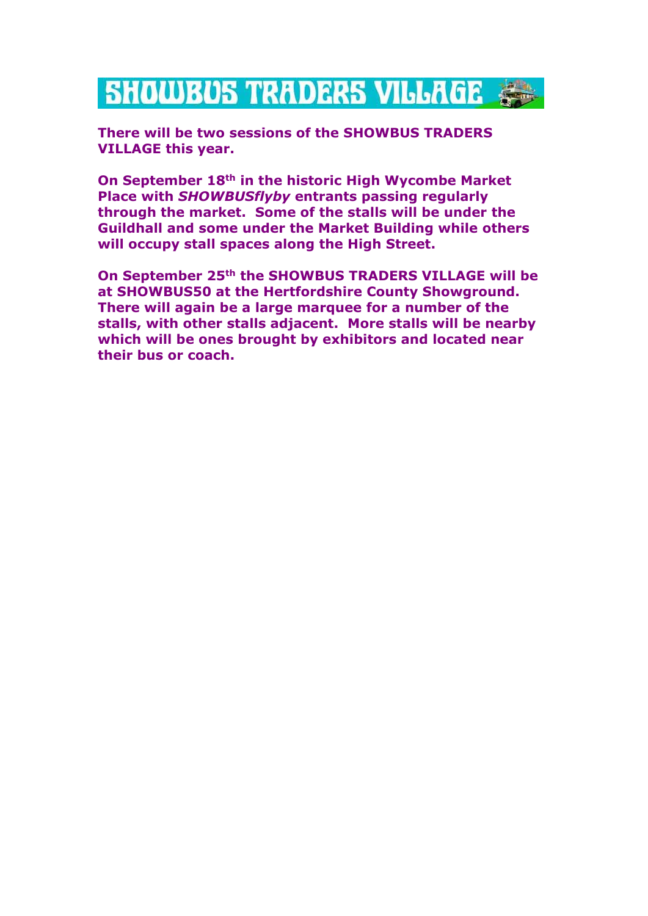# SHOWBUS TRADERS VILLAGE

**There will be two sessions of the SHOWBUS TRADERS VILLAGE this year.**

**On September 18th in the historic High Wycombe Market Place with *SHOWBUSflyby* entrants passing regularly through the market. Some of the stalls will be under the Guildhall and some under the Market Building while others will occupy stall spaces along the High Street.**

**On September 25th the SHOWBUS TRADERS VILLAGE will be at SHOWBUS50 at the Hertfordshire County Showground. There will again be a large marquee for a number of the stalls, with other stalls adjacent. More stalls will be nearby which will be ones brought by exhibitors and located near their bus or coach.**